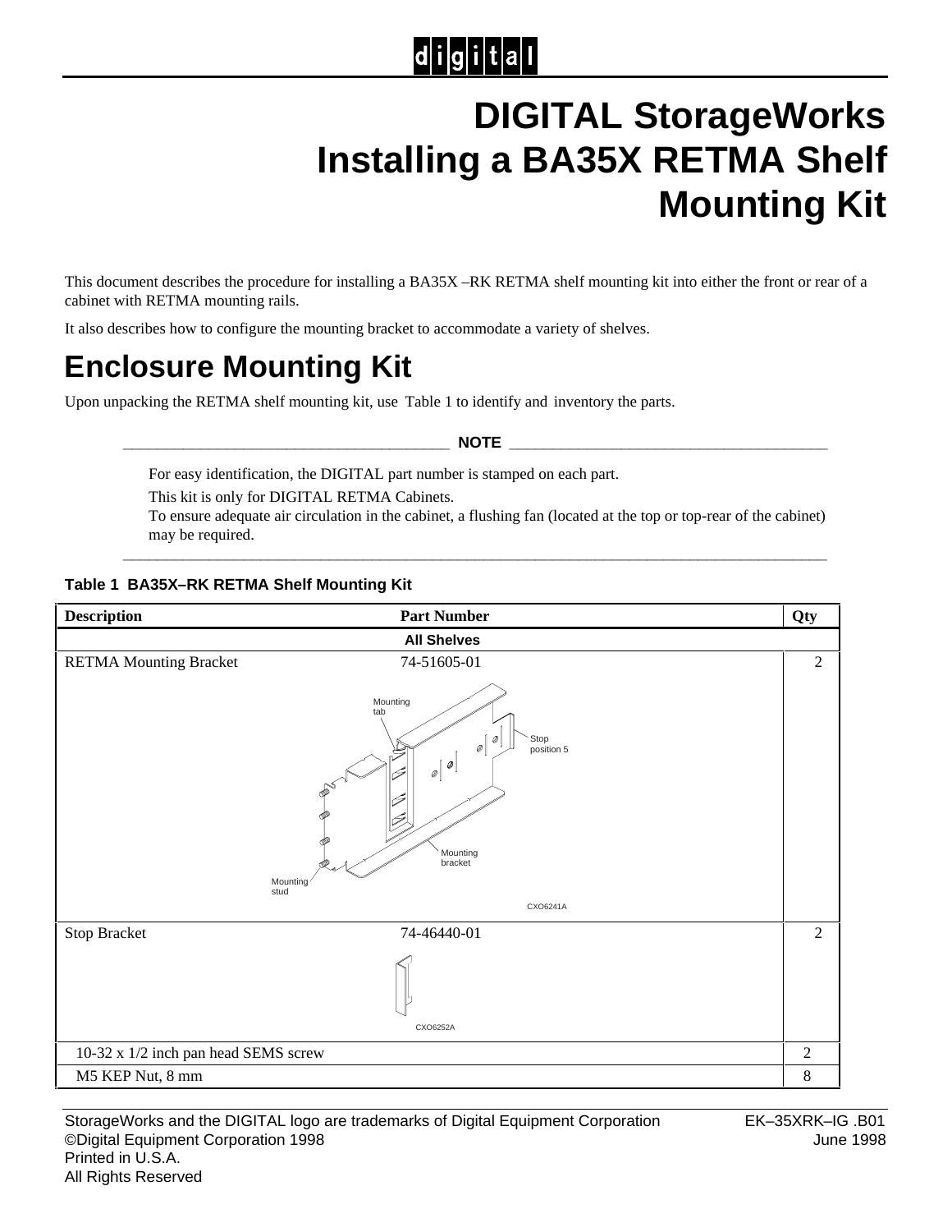# DIGITAL StorageWorks Installing a BA35X RETMA Shelf Mounting Kit

This document describes the procedure for installing a BA35X –RK RETMA shelf mounting kit into either the front or rear of a cabinet with RETMA mounting rails.

It also describes how to configure the mounting bracket to accommodate a variety of shelves.

## Enclosure Mounting Kit

Upon unpacking the RETMA shelf mounting kit, use Table 1 to identify and inventory the parts.

**NOTE**

For easy identification, the DIGITAL part number is stamped on each part.

This kit is only for DIGITAL RETMA Cabinets.

To ensure adequate air circulation in the cabinet, a flushing fan (located at the top or top-rear of the cabinet) may be required.

**Table 1 BA35X–RK RETMA Shelf Mounting Kit**

| Description | Part Number | Qty |
| --- | --- | --- |
| **All Shelves** | | |
| RETMA Mounting Bracket | 74-51605-01 | 2 |
| Stop Bracket | 74-46440-01 | 2 |
| 10-32 x 1/2 inch pan head SEMS screw | | 2 |
| M5 KEP Nut, 8 mm | | 8 |

StorageWorks and the DIGITAL logo are trademarks of Digital Equipment Corporation
©Digital Equipment Corporation 1998
Printed in U.S.A.
All Rights Reserved

EK–35XRK–IG .B01
June 1998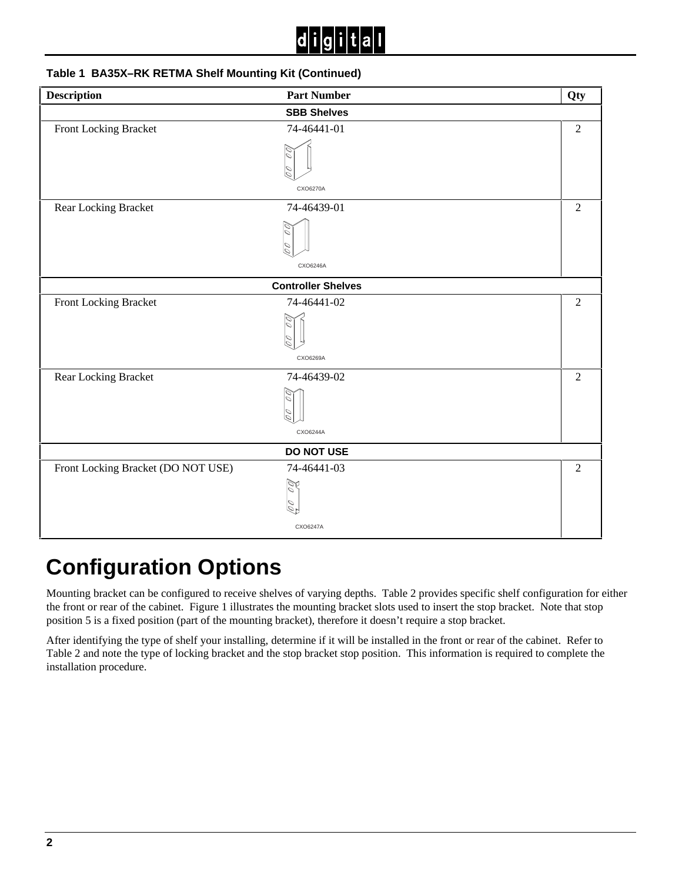**Table 1 BA35X–RK RETMA Shelf Mounting Kit (Continued)**

| Description | Part Number | Qty |
|---|---|---|
| **SBB Shelves** | | |
| Front Locking Bracket | 74-46441-01<br>CXO6270A | 2 |
| Rear Locking Bracket | 74-46439-01<br>CXO6246A | 2 |
| **Controller Shelves** | | |
| Front Locking Bracket | 74-46441-02<br>CXO6269A | 2 |
| Rear Locking Bracket | 74-46439-02<br>CXO6244A | 2 |
| **DO NOT USE** | | |
| Front Locking Bracket (DO NOT USE) | 74-46441-03<br>CXO6247A | 2 |

# Configuration Options

Mounting bracket can be configured to receive shelves of varying depths. Table 2 provides specific shelf configuration for either the front or rear of the cabinet. Figure 1 illustrates the mounting bracket slots used to insert the stop bracket. Note that stop position 5 is a fixed position (part of the mounting bracket), therefore it doesn't require a stop bracket.

After identifying the type of shelf your installing, determine if it will be installed in the front or rear of the cabinet. Refer to Table 2 and note the type of locking bracket and the stop bracket stop position. This information is required to complete the installation procedure.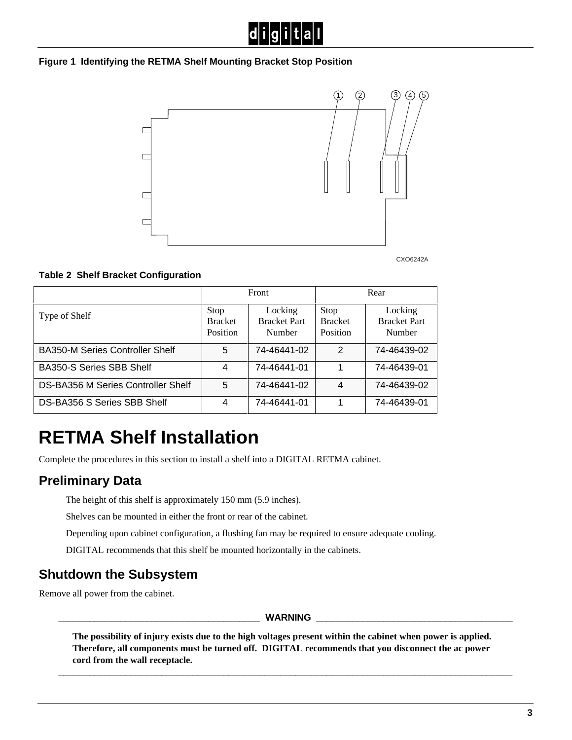**Figure 1 Identifying the RETMA Shelf Mounting Bracket Stop Position**

**Table 2 Shelf Bracket Configuration**

| | Front | | Rear | |
|---|---|---|---|---|
| Type of Shelf | Stop Bracket Position | Locking Bracket Part Number | Stop Bracket Position | Locking Bracket Part Number |
| BA350-M Series Controller Shelf | 5 | 74-46441-02 | 2 | 74-46439-02 |
| BA350-S Series SBB Shelf | 4 | 74-46441-01 | 1 | 74-46439-01 |
| DS-BA356 M Series Controller Shelf | 5 | 74-46441-02 | 4 | 74-46439-02 |
| DS-BA356 S Series SBB Shelf | 4 | 74-46441-01 | 1 | 74-46439-01 |

# RETMA Shelf Installation

Complete the procedures in this section to install a shelf into a DIGITAL RETMA cabinet.

## Preliminary Data

The height of this shelf is approximately 150 mm (5.9 inches).

Shelves can be mounted in either the front or rear of the cabinet.

Depending upon cabinet configuration, a flushing fan may be required to ensure adequate cooling.

DIGITAL recommends that this shelf be mounted horizontally in the cabinets.

## Shutdown the Subsystem

Remove all power from the cabinet.

**WARNING**

**The possibility of injury exists due to the high voltages present within the cabinet when power is applied. Therefore, all components must be turned off. DIGITAL recommends that you disconnect the ac power cord from the wall receptacle.**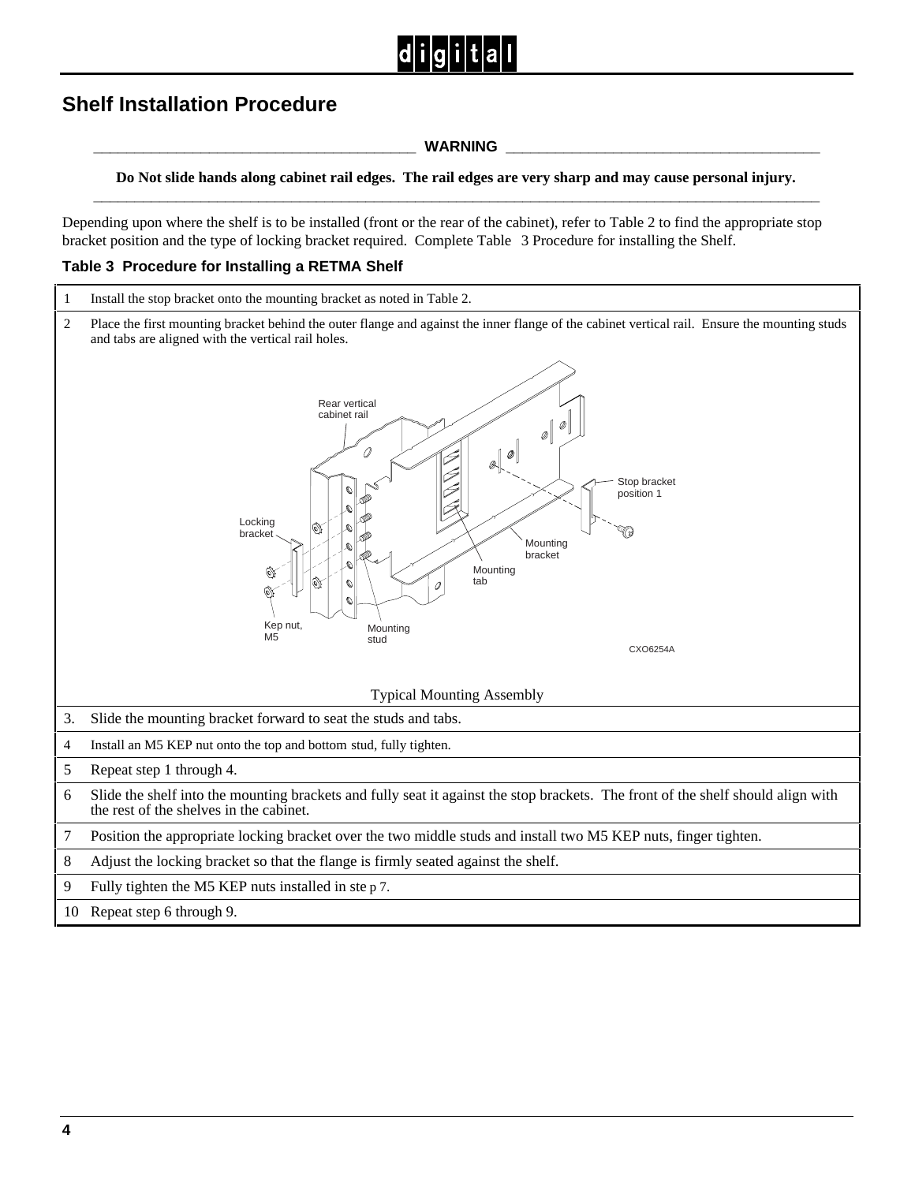## Shelf Installation Procedure

**WARNING**

**Do Not slide hands along cabinet rail edges. The rail edges are very sharp and may cause personal injury.**

Depending upon where the shelf is to be installed (front or the rear of the cabinet), refer to Table 2 to find the appropriate stop bracket position and the type of locking bracket required. Complete Table 3 Procedure for installing the Shelf.

**Table 3 Procedure for Installing a RETMA Shelf**

| | |
|---|---|
| 1 | Install the stop bracket onto the mounting bracket as noted in Table 2. |
| 2 | Place the first mounting bracket behind the outer flange and against the inner flange of the cabinet vertical rail. Ensure the mounting studs and tabs are aligned with the vertical rail holes. |
| | Rear vertical cabinet rail<br>Stop bracket position 1<br>Locking bracket<br>Mounting bracket<br>Mounting tab<br>Kep nut, M5<br>Mounting stud<br>CXO6254A<br>Typical Mounting Assembly |
| 3. | Slide the mounting bracket forward to seat the studs and tabs. |
| 4 | Install an M5 KEP nut onto the top and bottom stud, fully tighten. |
| 5 | Repeat step 1 through 4. |
| 6 | Slide the shelf into the mounting brackets and fully seat it against the stop brackets. The front of the shelf should align with the rest of the shelves in the cabinet. |
| 7 | Position the appropriate locking bracket over the two middle studs and install two M5 KEP nuts, finger tighten. |
| 8 | Adjust the locking bracket so that the flange is firmly seated against the shelf. |
| 9 | Fully tighten the M5 KEP nuts installed in step 7. |
| 10 | Repeat step 6 through 9. |